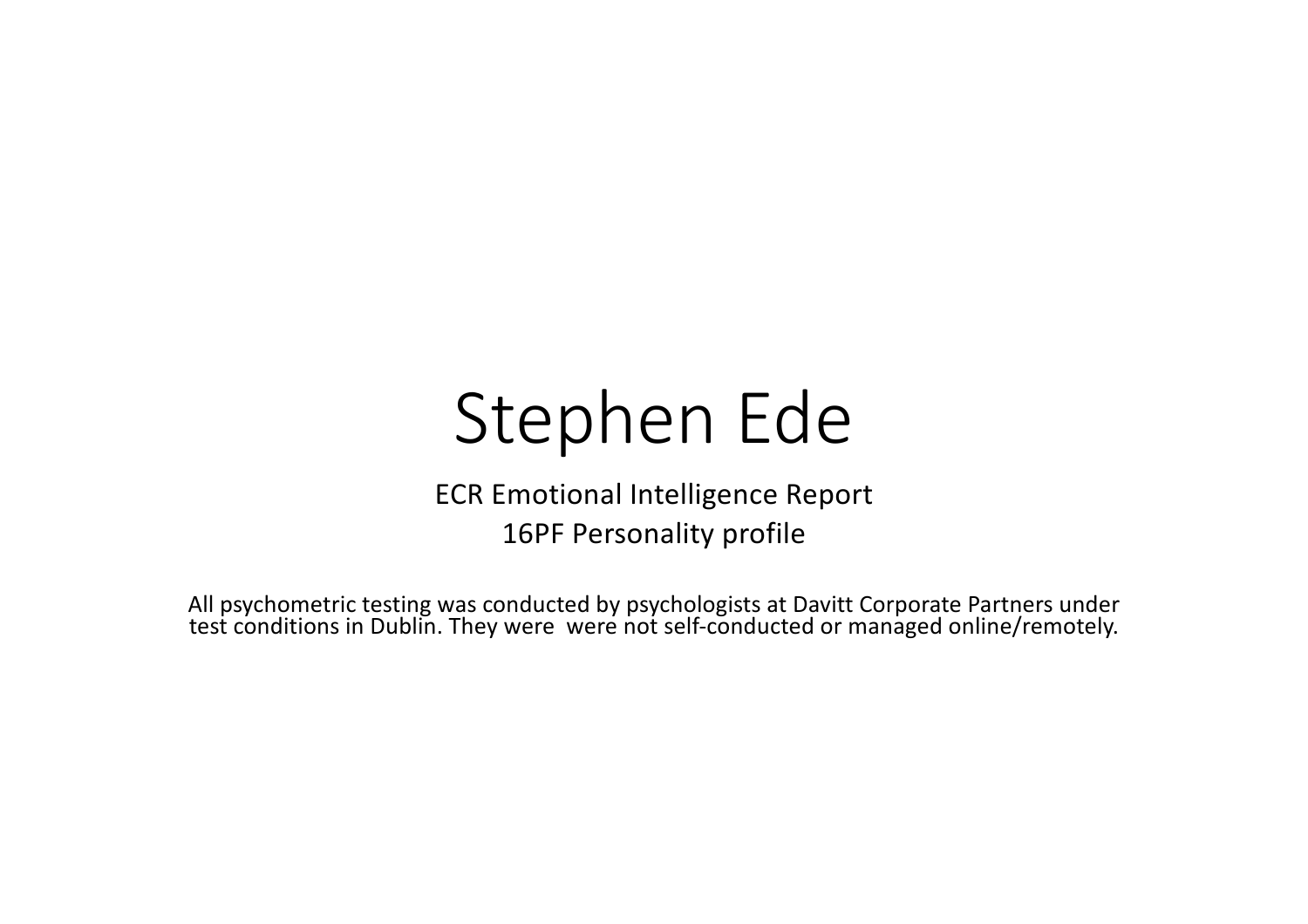# Stephen Ede

ECR Emotional Intelligence Report

16PF Personality profile

All psychometric testing was conducted by psychologists at Davitt Corporate Partners under test conditions in Dublin. They were were not self-conducted or managed online/remotely.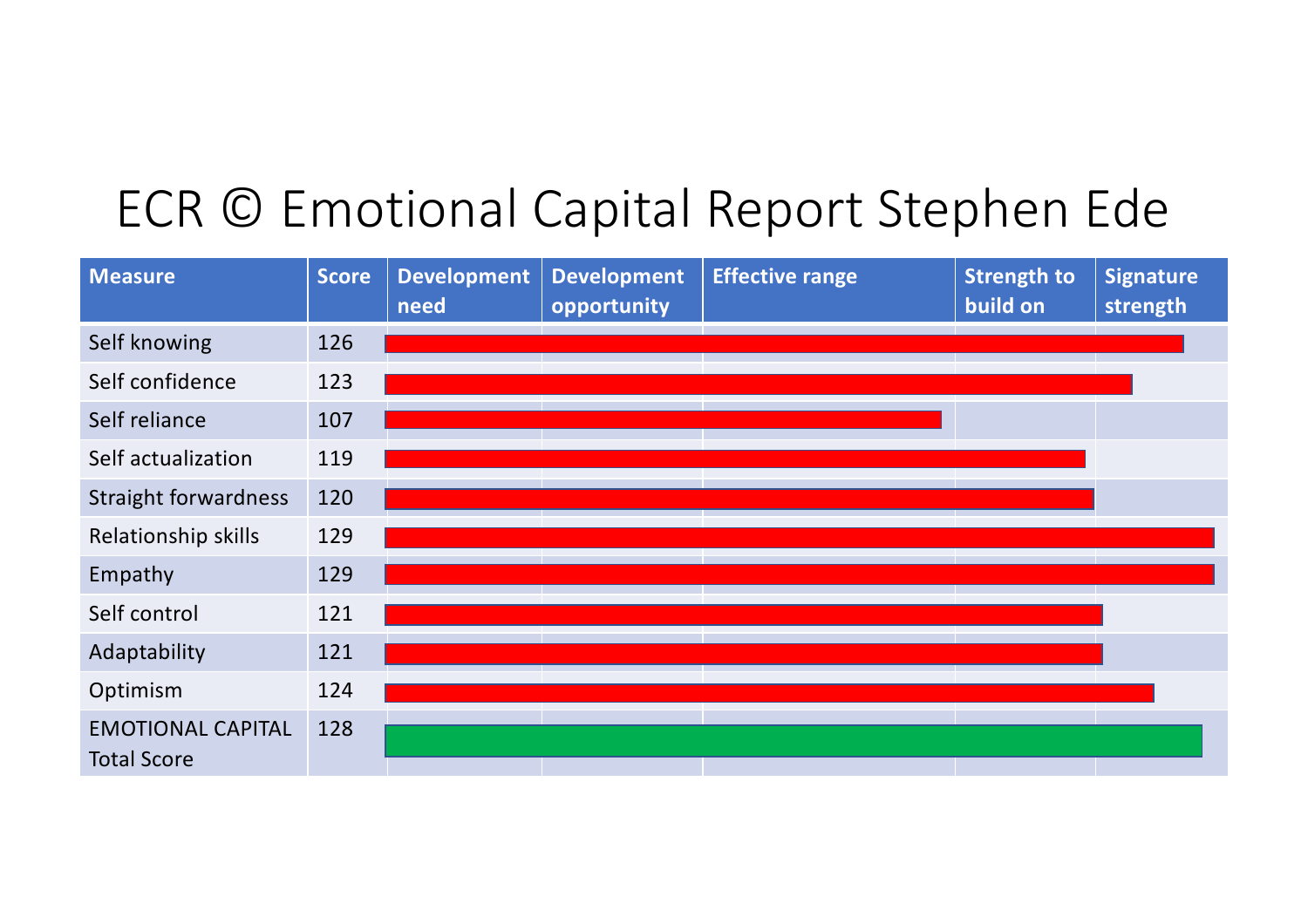# ECR © Emotional Capital Report Stephen Ede

| Measure | Score | Development need | Development opportunity | Effective range | Strength to build on | Signature strength |
|---|---|---|---|---|---|---|
| Self knowing | 126 | | | | | |
| Self confidence | 123 | | | | | |
| Self reliance | 107 | | | | | |
| Self actualization | 119 | | | | | |
| Straight forwardness | 120 | | | | | |
| Relationship skills | 129 | | | | | |
| Empathy | 129 | | | | | |
| Self control | 121 | | | | | |
| Adaptability | 121 | | | | | |
| Optimism | 124 | | | | | |
| EMOTIONAL CAPITAL Total Score | 128 | | | | | |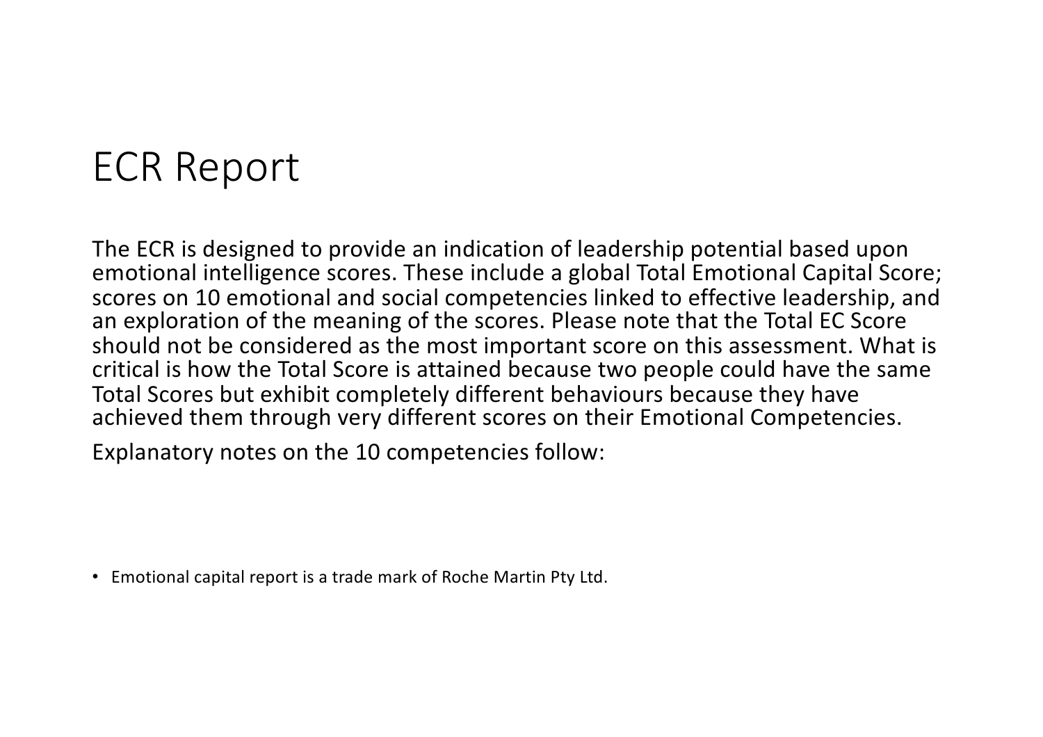# ECR Report

The ECR is designed to provide an indication of leadership potential based upon emotional intelligence scores. These include a global Total Emotional Capital Score; scores on 10 emotional and social competencies linked to effective leadership, and an exploration of the meaning of the scores. Please note that the Total EC Score should not be considered as the most important score on this assessment. What is critical is how the Total Score is attained because two people could have the same Total Scores but exhibit completely different behaviours because they have achieved them through very different scores on their Emotional Competencies.

Explanatory notes on the 10 competencies follow:

- Emotional capital report is a trade mark of Roche Martin Pty Ltd.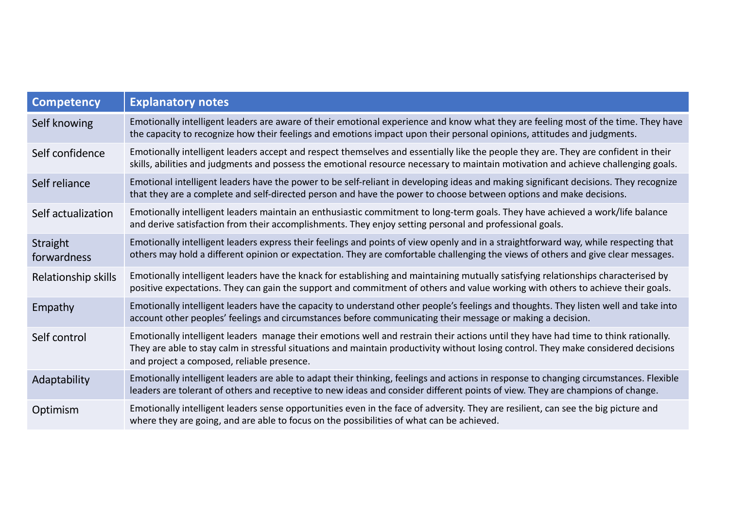| Competency | Explanatory notes |
|---|---|
| Self knowing | Emotionally intelligent leaders are aware of their emotional experience and know what they are feeling most of the time. They have the capacity to recognize how their feelings and emotions impact upon their personal opinions, attitudes and judgments. |
| Self confidence | Emotionally intelligent leaders accept and respect themselves and essentially like the people they are. They are confident in their skills, abilities and judgments and possess the emotional resource necessary to maintain motivation and achieve challenging goals. |
| Self reliance | Emotional intelligent leaders have the power to be self-reliant in developing ideas and making significant decisions. They recognize that they are a complete and self-directed person and have the power to choose between options and make decisions. |
| Self actualization | Emotionally intelligent leaders maintain an enthusiastic commitment to long-term goals. They have achieved a work/life balance and derive satisfaction from their accomplishments. They enjoy setting personal and professional goals. |
| Straight forwardness | Emotionally intelligent leaders express their feelings and points of view openly and in a straightforward way, while respecting that others may hold a different opinion or expectation. They are comfortable challenging the views of others and give clear messages. |
| Relationship skills | Emotionally intelligent leaders have the knack for establishing and maintaining mutually satisfying relationships characterised by positive expectations. They can gain the support and commitment of others and value working with others to achieve their goals. |
| Empathy | Emotionally intelligent leaders have the capacity to understand other people's feelings and thoughts. They listen well and take into account other peoples' feelings and circumstances before communicating their message or making a decision. |
| Self control | Emotionally intelligent leaders manage their emotions well and restrain their actions until they have had time to think rationally. They are able to stay calm in stressful situations and maintain productivity without losing control. They make considered decisions and project a composed, reliable presence. |
| Adaptability | Emotionally intelligent leaders are able to adapt their thinking, feelings and actions in response to changing circumstances. Flexible leaders are tolerant of others and receptive to new ideas and consider different points of view. They are champions of change. |
| Optimism | Emotionally intelligent leaders sense opportunities even in the face of adversity. They are resilient, can see the big picture and where they are going, and are able to focus on the possibilities of what can be achieved. |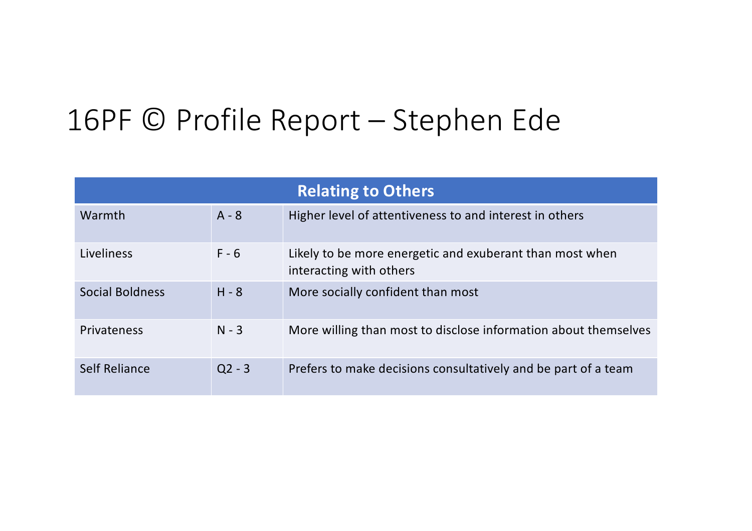# 16PF © Profile Report – Stephen Ede

| Relating to Others | | |
|---|---|---|
| Warmth | A - 8 | Higher level of attentiveness to and interest in others |
| Liveliness | F - 6 | Likely to be more energetic and exuberant than most when interacting with others |
| Social Boldness | H - 8 | More socially confident than most |
| Privateness | N - 3 | More willing than most to disclose information about themselves |
| Self Reliance | Q2 - 3 | Prefers to make decisions consultatively and be part of a team |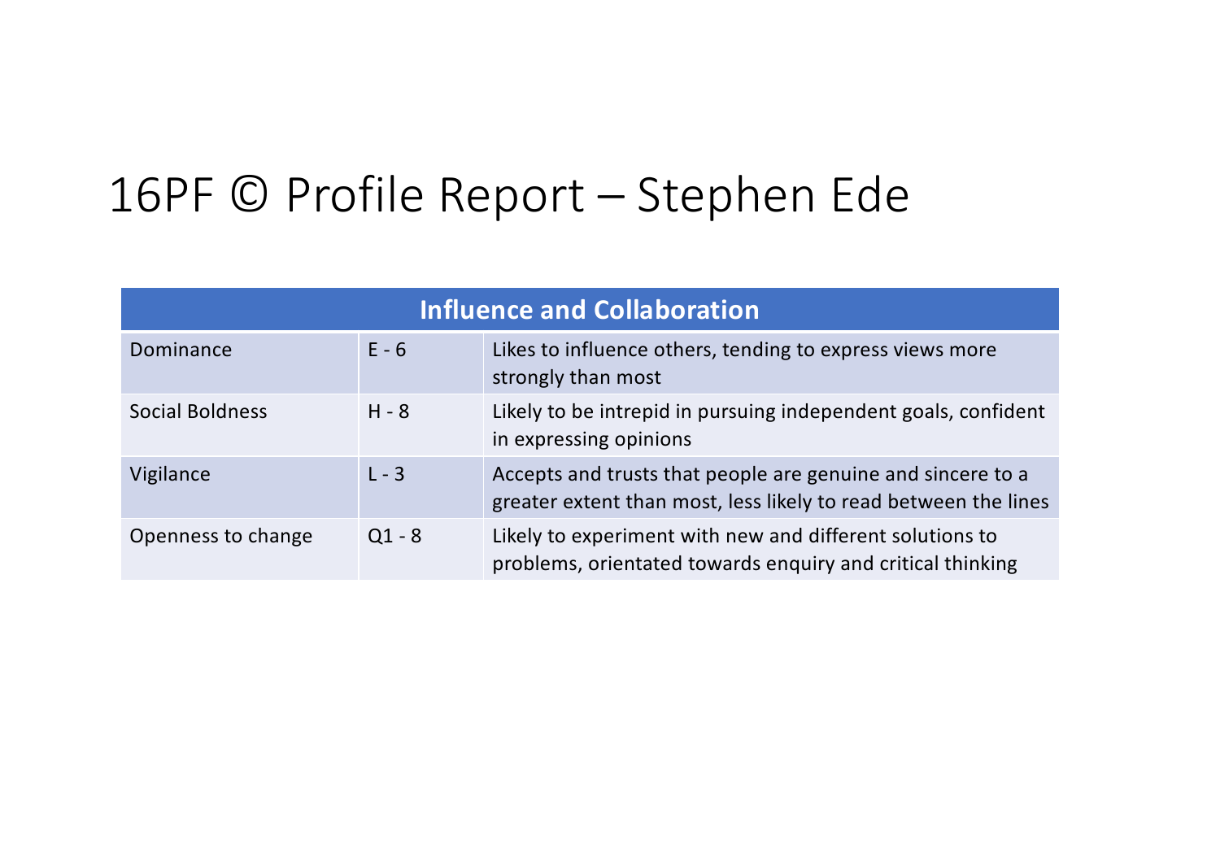# 16PF © Profile Report – Stephen Ede

| Influence and Collaboration | | |
|---|---|---|
| Dominance | E - 6 | Likes to influence others, tending to express views more strongly than most |
| Social Boldness | H - 8 | Likely to be intrepid in pursuing independent goals, confident in expressing opinions |
| Vigilance | L - 3 | Accepts and trusts that people are genuine and sincere to a greater extent than most, less likely to read between the lines |
| Openness to change | Q1 - 8 | Likely to experiment with new and different solutions to problems, orientated towards enquiry and critical thinking |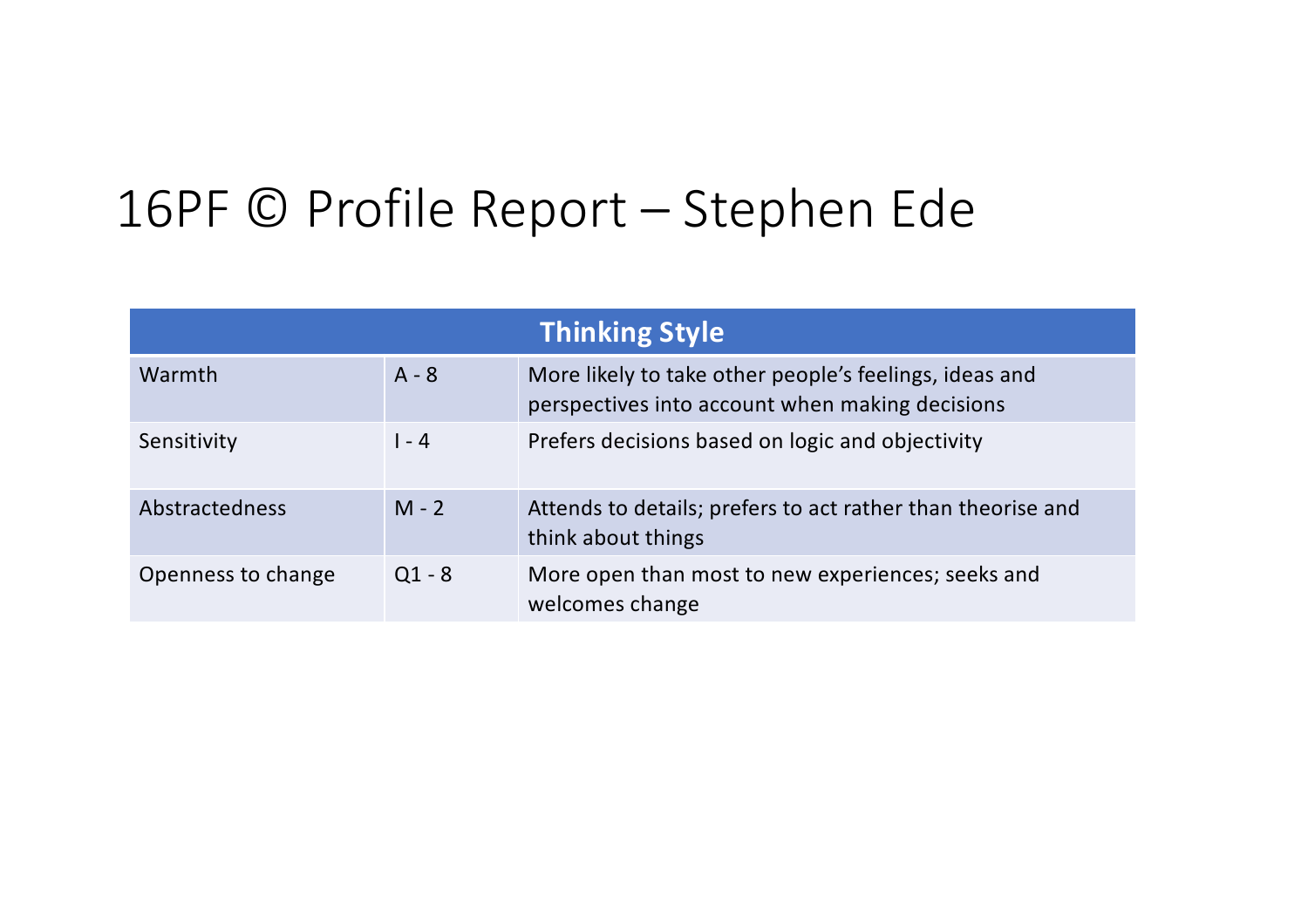# 16PF © Profile Report – Stephen Ede

| Thinking Style | | |
|---|---|---|
| Warmth | A - 8 | More likely to take other people's feelings, ideas and perspectives into account when making decisions |
| Sensitivity | I - 4 | Prefers decisions based on logic and objectivity |
| Abstractedness | M - 2 | Attends to details; prefers to act rather than theorise and think about things |
| Openness to change | Q1 - 8 | More open than most to new experiences; seeks and welcomes change |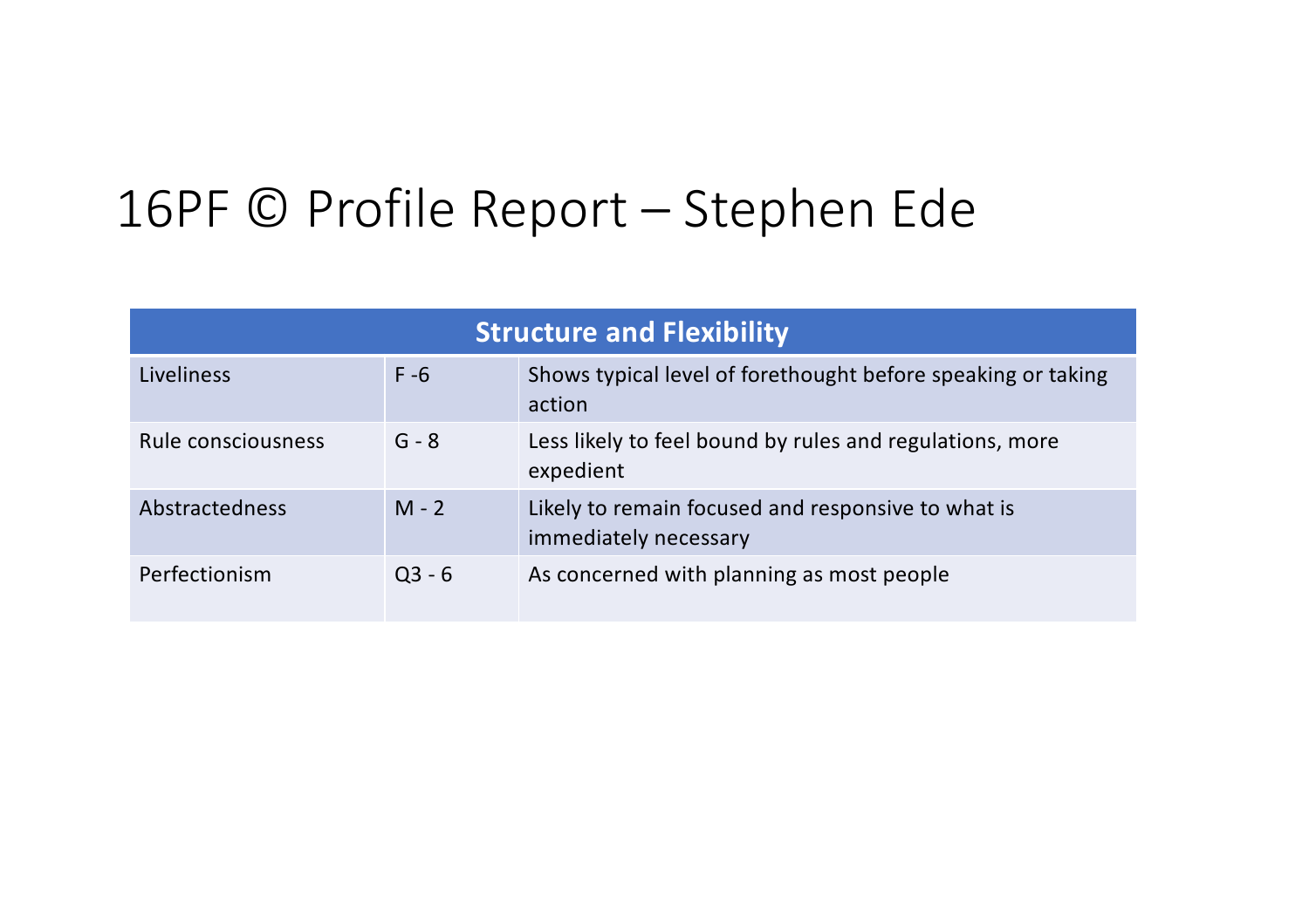# 16PF © Profile Report – Stephen Ede

| Structure and Flexibility | | |
|---|---|---|
| Liveliness | F -6 | Shows typical level of forethought before speaking or taking action |
| Rule consciousness | G - 8 | Less likely to feel bound by rules and regulations, more expedient |
| Abstractedness | M - 2 | Likely to remain focused and responsive to what is immediately necessary |
| Perfectionism | Q3 - 6 | As concerned with planning as most people |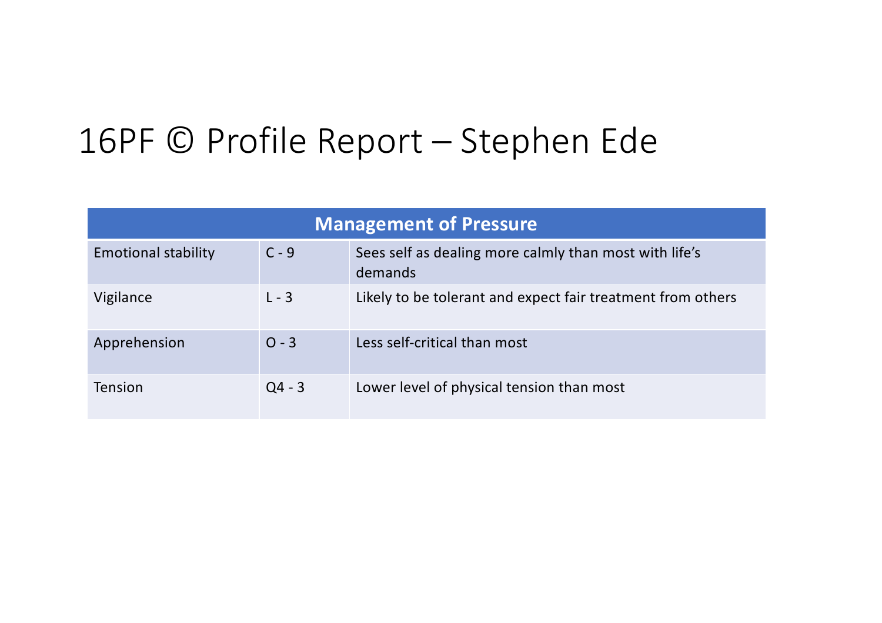# 16PF © Profile Report – Stephen Ede

| Management of Pressure | | |
|---|---|---|
| Emotional stability | C - 9 | Sees self as dealing more calmly than most with life's demands |
| Vigilance | L - 3 | Likely to be tolerant and expect fair treatment from others |
| Apprehension | O - 3 | Less self-critical than most |
| Tension | Q4 - 3 | Lower level of physical tension than most |